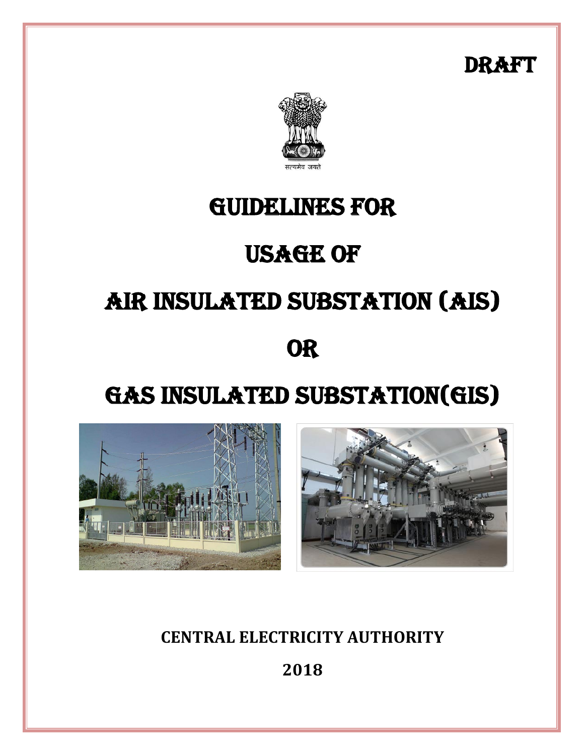DRAFT

सत्यमेव जयते

# GUIDELINES FOR

# USAGE OF

# AIR INSULATED SUBSTATION (AIS)

# OR

# GAS INSULATED SUBSTATION(GIS)

**CENTRAL ELECTRICITY AUTHORITY**

**2018**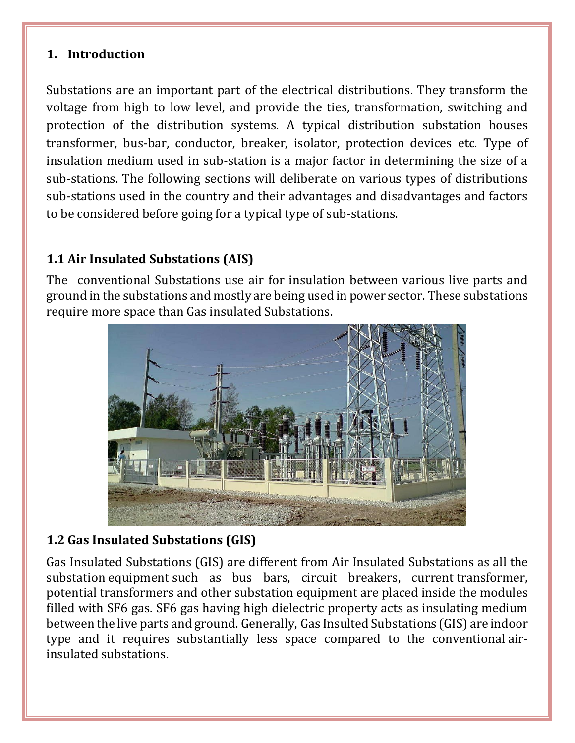## 1. Introduction

Substations are an important part of the electrical distributions. They transform the voltage from high to low level, and provide the ties, transformation, switching and protection of the distribution systems. A typical distribution substation houses transformer, bus-bar, conductor, breaker, isolator, protection devices etc. Type of insulation medium used in sub-station is a major factor in determining the size of a sub-stations. The following sections will deliberate on various types of distributions sub-stations used in the country and their advantages and disadvantages and factors to be considered before going for a typical type of sub-stations.

### 1.1 Air Insulated Substations (AIS)

The conventional Substations use air for insulation between various live parts and ground in the substations and mostly are being used in power sector. These substations require more space than Gas insulated Substations.

### 1.2 Gas Insulated Substations (GIS)

Gas Insulated Substations (GIS) are different from Air Insulated Substations as all the substation equipment such as bus bars, circuit breakers, current transformer, potential transformers and other substation equipment are placed inside the modules filled with $SF_6$ gas. $SF_6$ gas having high dielectric property acts as insulating medium between the live parts and ground. Generally, Gas Insulted Substations (GIS) are indoor type and it requires substantially less space compared to the conventional air-insulated substations.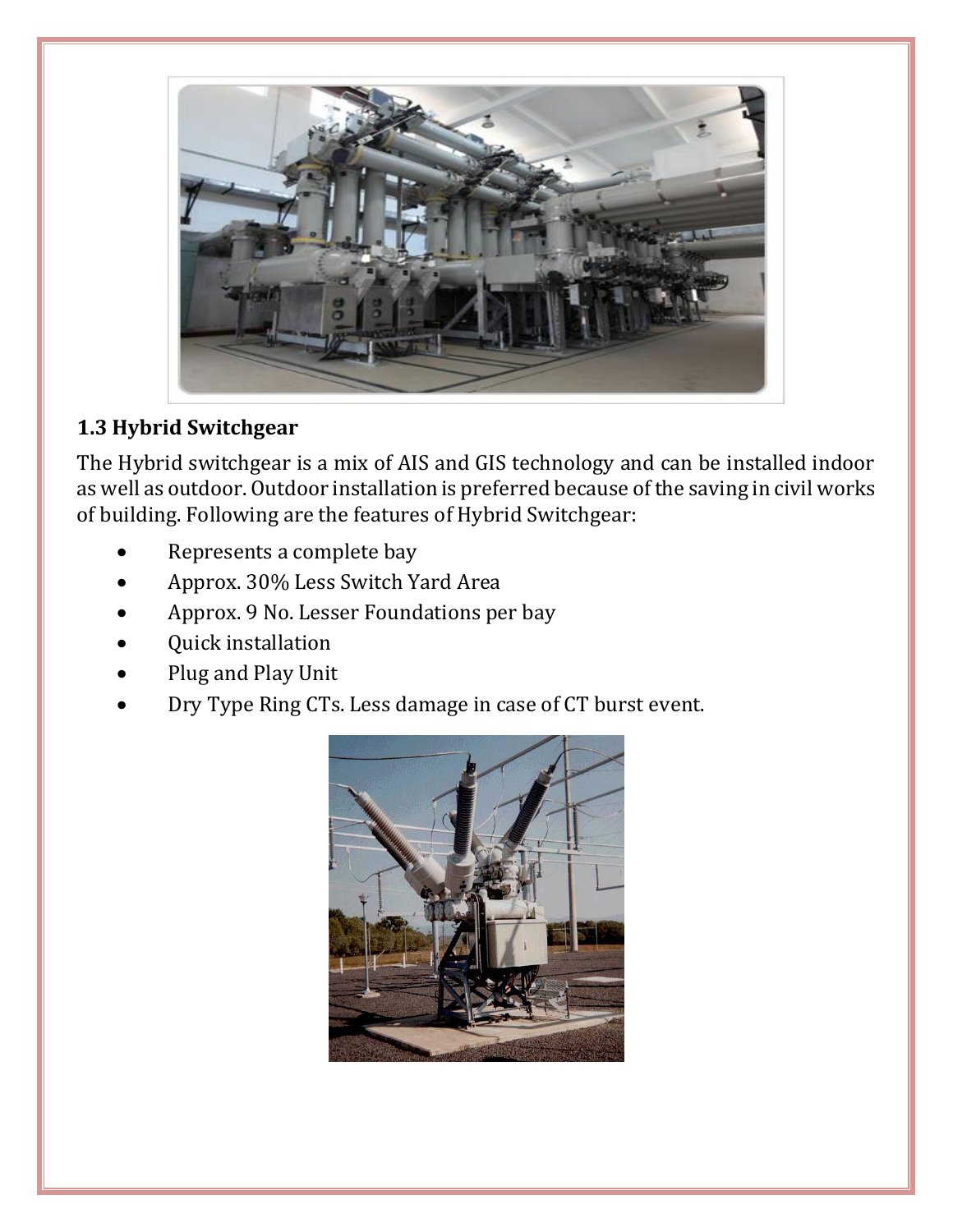### 1.3 Hybrid Switchgear

The Hybrid switchgear is a mix of AIS and GIS technology and can be installed indoor as well as outdoor. Outdoor installation is preferred because of the saving in civil works of building. Following are the features of Hybrid Switchgear:

- Represents a complete bay
- Approx. 30% Less Switch Yard Area
- Approx. 9 No. Lesser Foundations per bay
- Quick installation
- Plug and Play Unit
- Dry Type Ring CTs. Less damage in case of CT burst event.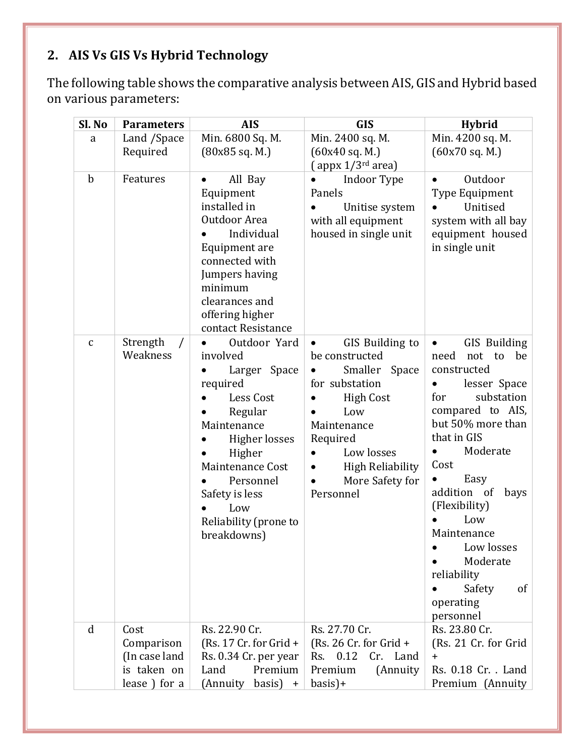## 2. AIS Vs GIS Vs Hybrid Technology

The following table shows the comparative analysis between AIS, GIS and Hybrid based on various parameters:

| Sl. No | Parameters | AIS | GIS | Hybrid |
|---|---|---|---|---|
| a | Land /Space Required | Min. 6800 Sq. M. (80x85 sq. M.) | Min. 2400 sq. M. (60x40 sq. M.) ( appx 1/3rd area) | Min. 4200 sq. M. (60x70 sq. M.) |
| b | Features | • All Bay Equipment installed in Outdoor Area<br>• Individual Equipment are connected with Jumpers having minimum clearances and offering higher contact Resistance | • Indoor Type Panels<br>• Unitise system with all equipment housed in single unit | • Outdoor Type Equipment<br>• Unitised system with all bay equipment housed in single unit |
| c | Strength / Weakness | • Outdoor Yard involved<br>• Larger Space required<br>• Less Cost<br>• Regular Maintenance<br>• Higher losses<br>• Higher Maintenance Cost<br>• Personnel Safety is less<br>• Low Reliability (prone to breakdowns) | • GIS Building to be constructed<br>• Smaller Space for substation<br>• High Cost<br>• Low Maintenance Required<br>• Low losses<br>• High Reliability<br>• More Safety for Personnel | • GIS Building need not to be constructed<br>• lesser Space for substation compared to AIS, but 50% more than that in GIS<br>• Moderate Cost<br>• Easy addition of bays (Flexibility)<br>• Low Maintenance<br>• Low losses<br>• Moderate reliability<br>• Safety of operating personnel |
| d | Cost Comparison (In case land is taken on lease ) for a | Rs. 22.90 Cr. (Rs. 17 Cr. for Grid + Rs. 0.34 Cr. per year Land Premium (Annuity basis) + | Rs. 27.70 Cr. (Rs. 26 Cr. for Grid + Rs. 0.12 Cr. Land Premium (Annuity basis)+ | Rs. 23.80 Cr. (Rs. 21 Cr. for Grid + Rs. 0.18 Cr. . Land Premium (Annuity |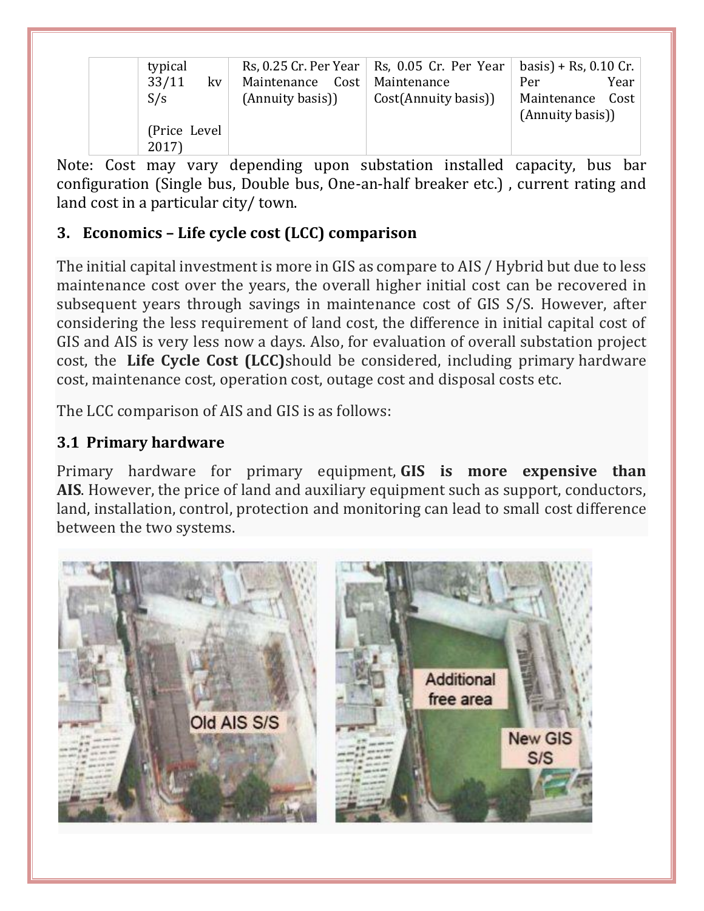|  | typical 33/11 kv S/s (Price Level 2017) | Rs, 0.25 Cr. Per Year Maintenance Cost (Annuity basis)) | Rs, 0.05 Cr. Per Year Maintenance Cost(Annuity basis)) | basis) + Rs, 0.10 Cr. Per Year Maintenance Cost (Annuity basis)) |
|---|---|---|---|---|

Note: Cost may vary depending upon substation installed capacity, bus bar configuration (Single bus, Double bus, One-an-half breaker etc.) , current rating and land cost in a particular city/ town.

## 3. Economics – Life cycle cost (LCC) comparison

The initial capital investment is more in GIS as compare to AIS / Hybrid but due to less maintenance cost over the years, the overall higher initial cost can be recovered in subsequent years through savings in maintenance cost of GIS S/S. However, after considering the less requirement of land cost, the difference in initial capital cost of GIS and AIS is very less now a days. Also, for evaluation of overall substation project cost, the **Life Cycle Cost (LCC)**should be considered, including primary hardware cost, maintenance cost, operation cost, outage cost and disposal costs etc.

The LCC comparison of AIS and GIS is as follows:

### 3.1 Primary hardware

Primary hardware for primary equipment, **GIS is more expensive than AIS**. However, the price of land and auxiliary equipment such as support, conductors, land, installation, control, protection and monitoring can lead to small cost difference between the two systems.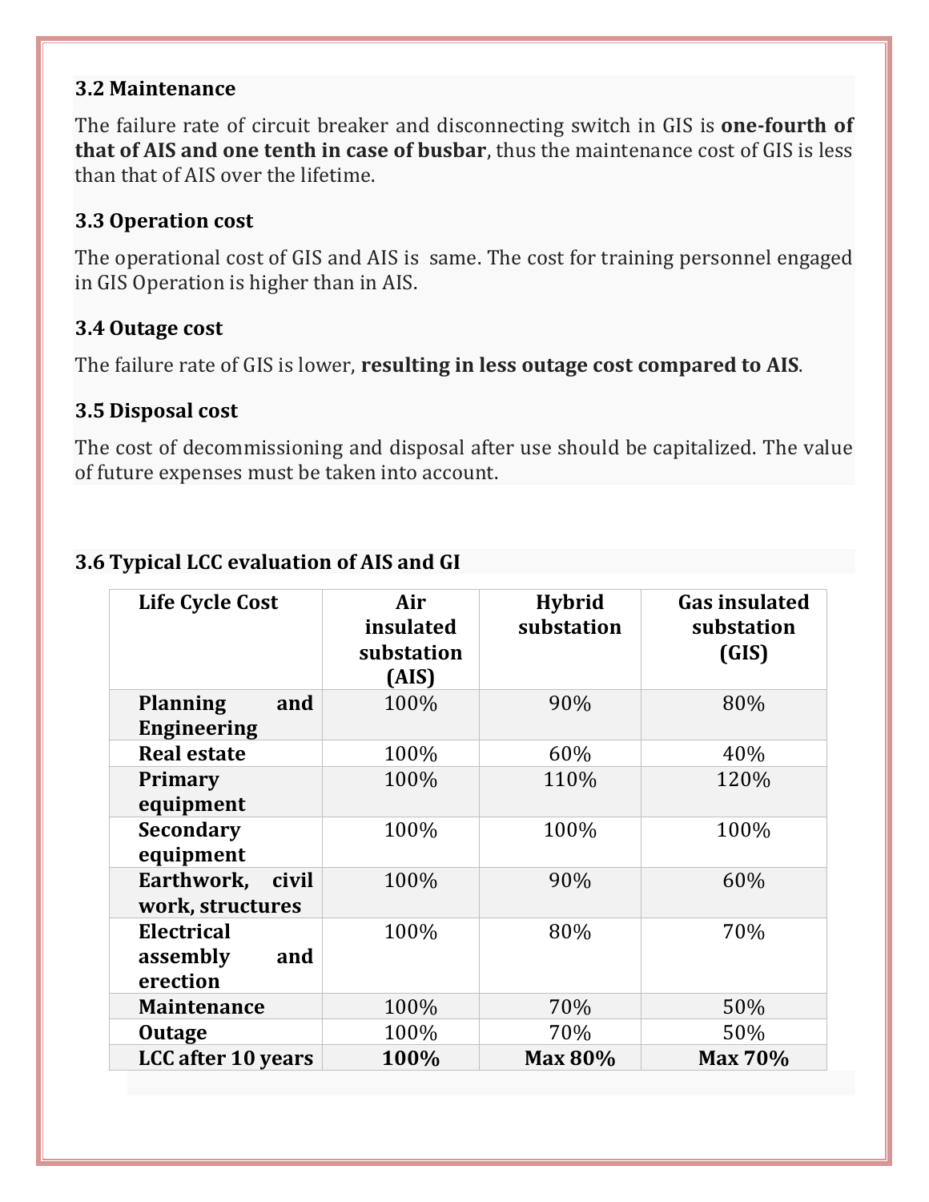### 3.2 Maintenance

The failure rate of circuit breaker and disconnecting switch in GIS is **one-fourth of that of AIS and one tenth in case of busbar**, thus the maintenance cost of GIS is less than that of AIS over the lifetime.

### 3.3 Operation cost

The operational cost of GIS and AIS is same. The cost for training personnel engaged in GIS Operation is higher than in AIS.

### 3.4 Outage cost

The failure rate of GIS is lower, **resulting in less outage cost compared to AIS**.

### 3.5 Disposal cost

The cost of decommissioning and disposal after use should be capitalized. The value of future expenses must be taken into account.

### 3.6 Typical LCC evaluation of AIS and GI

| Life Cycle Cost | Air insulated substation (AIS) | Hybrid substation | Gas insulated substation (GIS) |
|---|---|---|---|
| **Planning and Engineering** | 100% | 90% | 80% |
| **Real estate** | 100% | 60% | 40% |
| **Primary equipment** | 100% | 110% | 120% |
| **Secondary equipment** | 100% | 100% | 100% |
| **Earthwork, civil work, structures** | 100% | 90% | 60% |
| **Electrical assembly and erection** | 100% | 80% | 70% |
| **Maintenance** | 100% | 70% | 50% |
| **Outage** | 100% | 70% | 50% |
| **LCC after 10 years** | **100%** | **Max 80%** | **Max 70%** |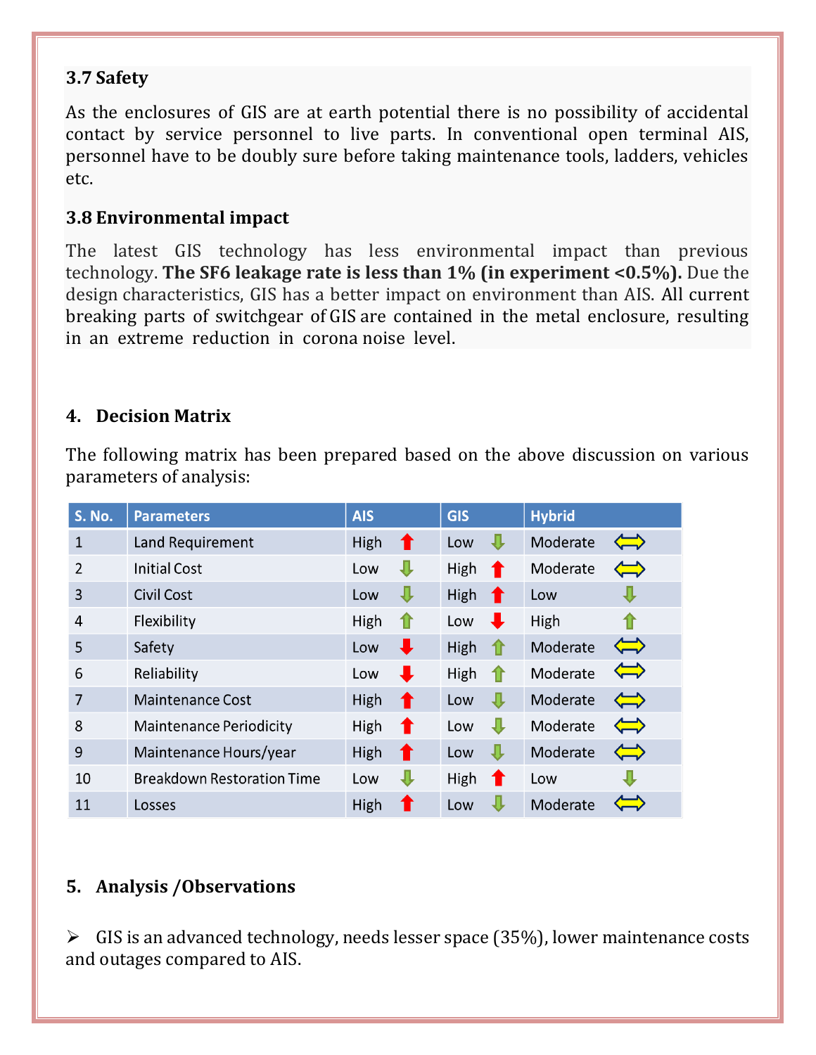### 3.7 Safety

As the enclosures of GIS are at earth potential there is no possibility of accidental contact by service personnel to live parts. In conventional open terminal AIS, personnel have to be doubly sure before taking maintenance tools, ladders, vehicles etc.

### 3.8 Environmental impact

The latest GIS technology has less environmental impact than previous technology. **The SF6 leakage rate is less than 1% (in experiment <0.5%).** Due the design characteristics, GIS has a better impact on environment than AIS. All current breaking parts of switchgear of GIS are contained in the metal enclosure, resulting in an extreme reduction in corona noise level.

## 4. Decision Matrix

The following matrix has been prepared based on the above discussion on various parameters of analysis:

| S. No. | Parameters | AIS | GIS | Hybrid |
|---|---|---|---|---|
| 1 | Land Requirement | High ⬆ | Low ⬇ | Moderate ⇔ |
| 2 | Initial Cost | Low ⬇ | High ⬆ | Moderate ⇔ |
| 3 | Civil Cost | Low ⬇ | High ⬆ | Low ⬇ |
| 4 | Flexibility | High ⬆ | Low ⬇ | High ⬆ |
| 5 | Safety | Low ⬇ | High ⬆ | Moderate ⇔ |
| 6 | Reliability | Low ⬇ | High ⬆ | Moderate ⇔ |
| 7 | Maintenance Cost | High ⬆ | Low ⬇ | Moderate ⇔ |
| 8 | Maintenance Periodicity | High ⬆ | Low ⬇ | Moderate ⇔ |
| 9 | Maintenance Hours/year | High ⬆ | Low ⬇ | Moderate ⇔ |
| 10 | Breakdown Restoration Time | Low ⬇ | High ⬆ | Low ⬇ |
| 11 | Losses | High ⬆ | Low ⬇ | Moderate ⇔ |

## 5. Analysis /Observations

- GIS is an advanced technology, needs lesser space (35%), lower maintenance costs and outages compared to AIS.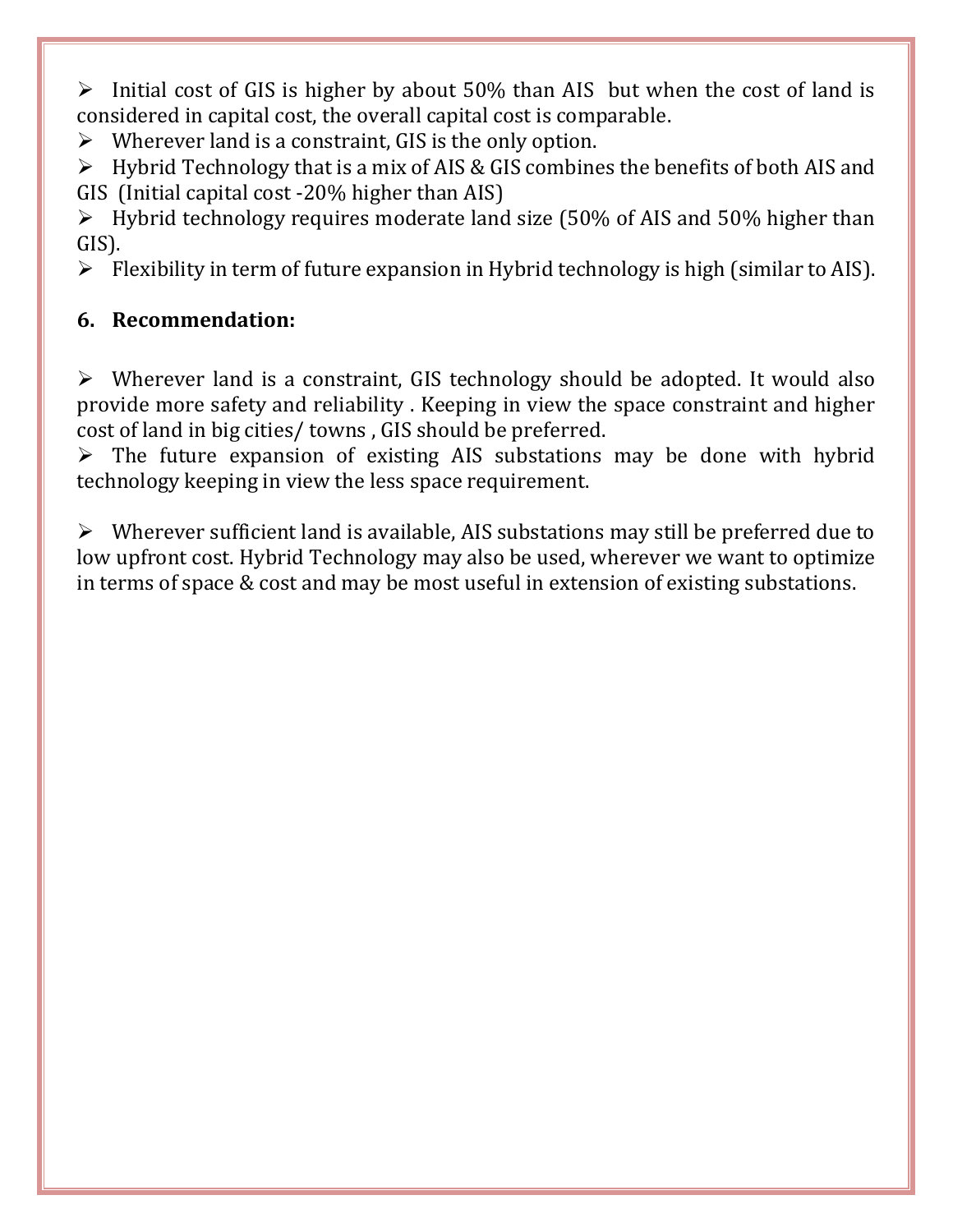- Initial cost of GIS is higher by about 50% than AIS but when the cost of land is considered in capital cost, the overall capital cost is comparable.
- Wherever land is a constraint, GIS is the only option.
- Hybrid Technology that is a mix of AIS & GIS combines the benefits of both AIS and GIS (Initial capital cost -20% higher than AIS)
- Hybrid technology requires moderate land size (50% of AIS and 50% higher than GIS).
- Flexibility in term of future expansion in Hybrid technology is high (similar to AIS).

## 6. Recommendation:

- Wherever land is a constraint, GIS technology should be adopted. It would also provide more safety and reliability . Keeping in view the space constraint and higher cost of land in big cities/ towns , GIS should be preferred.
- The future expansion of existing AIS substations may be done with hybrid technology keeping in view the less space requirement.
- Wherever sufficient land is available, AIS substations may still be preferred due to low upfront cost. Hybrid Technology may also be used, wherever we want to optimize in terms of space & cost and may be most useful in extension of existing substations.